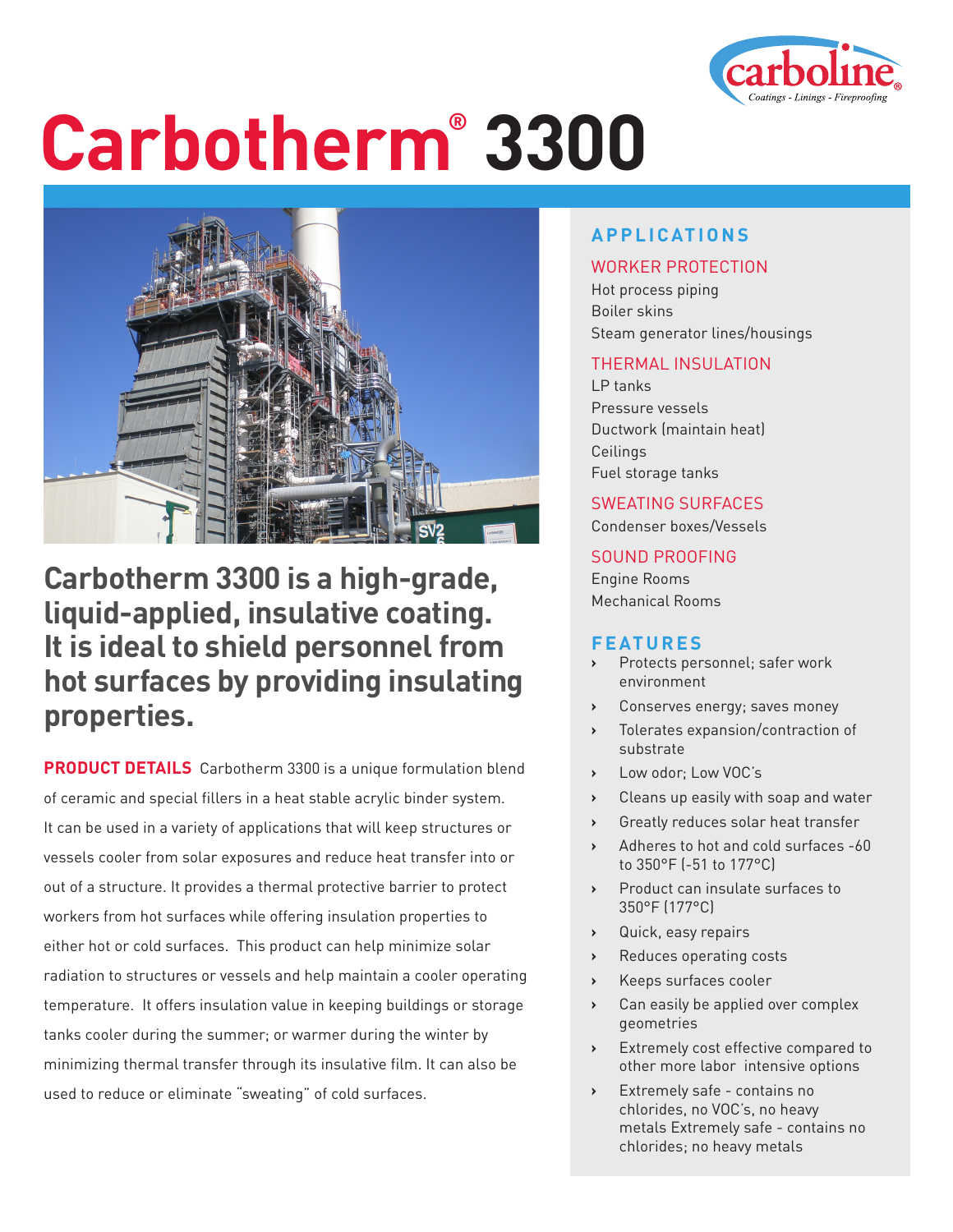# Carbotherm® 3300

## Carbotherm 3300 is a high-grade, liquid-applied, insulative coating. It is ideal to shield personnel from hot surfaces by providing insulating properties.

**PRODUCT DETAILS** Carbotherm 3300 is a unique formulation blend of ceramic and special fillers in a heat stable acrylic binder system. It can be used in a variety of applications that will keep structures or vessels cooler from solar exposures and reduce heat transfer into or out of a structure. It provides a thermal protective barrier to protect workers from hot surfaces while offering insulation properties to either hot or cold surfaces. This product can help minimize solar radiation to structures or vessels and help maintain a cooler operating temperature. It offers insulation value in keeping buildings or storage tanks cooler during the summer; or warmer during the winter by minimizing thermal transfer through its insulative film. It can also be used to reduce or eliminate "sweating" of cold surfaces.

## APPLICATIONS

### WORKER PROTECTION

Hot process piping
Boiler skins
Steam generator lines/housings

### THERMAL INSULATION

LP tanks
Pressure vessels
Ductwork (maintain heat)
Ceilings
Fuel storage tanks

### SWEATING SURFACES

Condenser boxes/Vessels

### SOUND PROOFING

Engine Rooms
Mechanical Rooms

## FEATURES

- Protects personnel; safer work environment
- Conserves energy; saves money
- Tolerates expansion/contraction of substrate
- Low odor; Low VOC's
- Cleans up easily with soap and water
- Greatly reduces solar heat transfer
- Adheres to hot and cold surfaces -60 to 350°F (-51 to 177°C)
- Product can insulate surfaces to 350°F (177°C)
- Quick, easy repairs
- Reduces operating costs
- Keeps surfaces cooler
- Can easily be applied over complex geometries
- Extremely cost effective compared to other more labor intensive options
- Extremely safe - contains no chlorides, no VOC's, no heavy metals Extremely safe - contains no chlorides; no heavy metals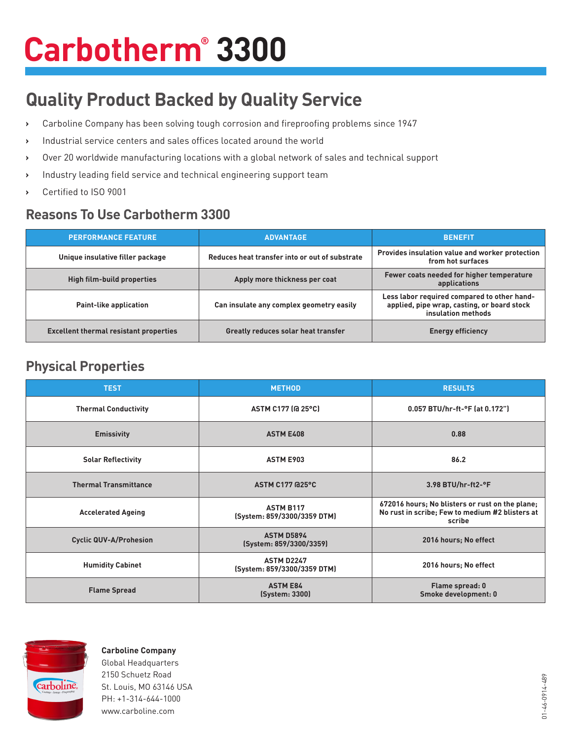# Carbotherm® 3300

## Quality Product Backed by Quality Service

- Carboline Company has been solving tough corrosion and fireproofing problems since 1947
- Industrial service centers and sales offices located around the world
- Over 20 worldwide manufacturing locations with a global network of sales and technical support
- Industry leading field service and technical engineering support team
- Certified to ISO 9001

## Reasons To Use Carbotherm 3300

| PERFORMANCE FEATURE | ADVANTAGE | BENEFIT |
|---|---|---|
| Unique insulative filler package | Reduces heat transfer into or out of substrate | Provides insulation value and worker protection from hot surfaces |
| High film-build properties | Apply more thickness per coat | Fewer coats needed for higher temperature applications |
| Paint-like application | Can insulate any complex geometry easily | Less labor required compared to other hand-applied, pipe wrap, casting, or board stock insulation methods |
| Excellent thermal resistant properties | Greatly reduces solar heat transfer | Energy efficiency |

## Physical Properties

| TEST | METHOD | RESULTS |
|---|---|---|
| Thermal Conductivity | ASTM C177 (@ 25°C) | 0.057 BTU/hr-ft-°F (at 0.172") |
| Emissivity | ASTM E408 | 0.88 |
| Solar Reflectivity | ASTM E903 | 86.2 |
| Thermal Transmittance | ASTM C177 @25°C | 3.98 BTU/hr-ft2-°F |
| Accelerated Ageing | ASTM B117 (System: 859/3300/3359 DTM) | 672016 hours; No blisters or rust on the plane; No rust in scribe; Few to medium #2 blisters at scribe |
| Cyclic QUV-A/Prohesion | ASTM D5894 (System: 859/3300/3359) | 2016 hours; No effect |
| Humidity Cabinet | ASTM D2247 (System: 859/3300/3359 DTM) | 2016 hours; No effect |
| Flame Spread | ASTM E84 (System: 3300) | Flame spread: 0<br>Smoke development: 0 |

**Carboline Company**
Global Headquarters
2150 Schuetz Road
St. Louis, MO 63146 USA
PH: +1-314-644-1000
www.carboline.com

01-46-0914-489